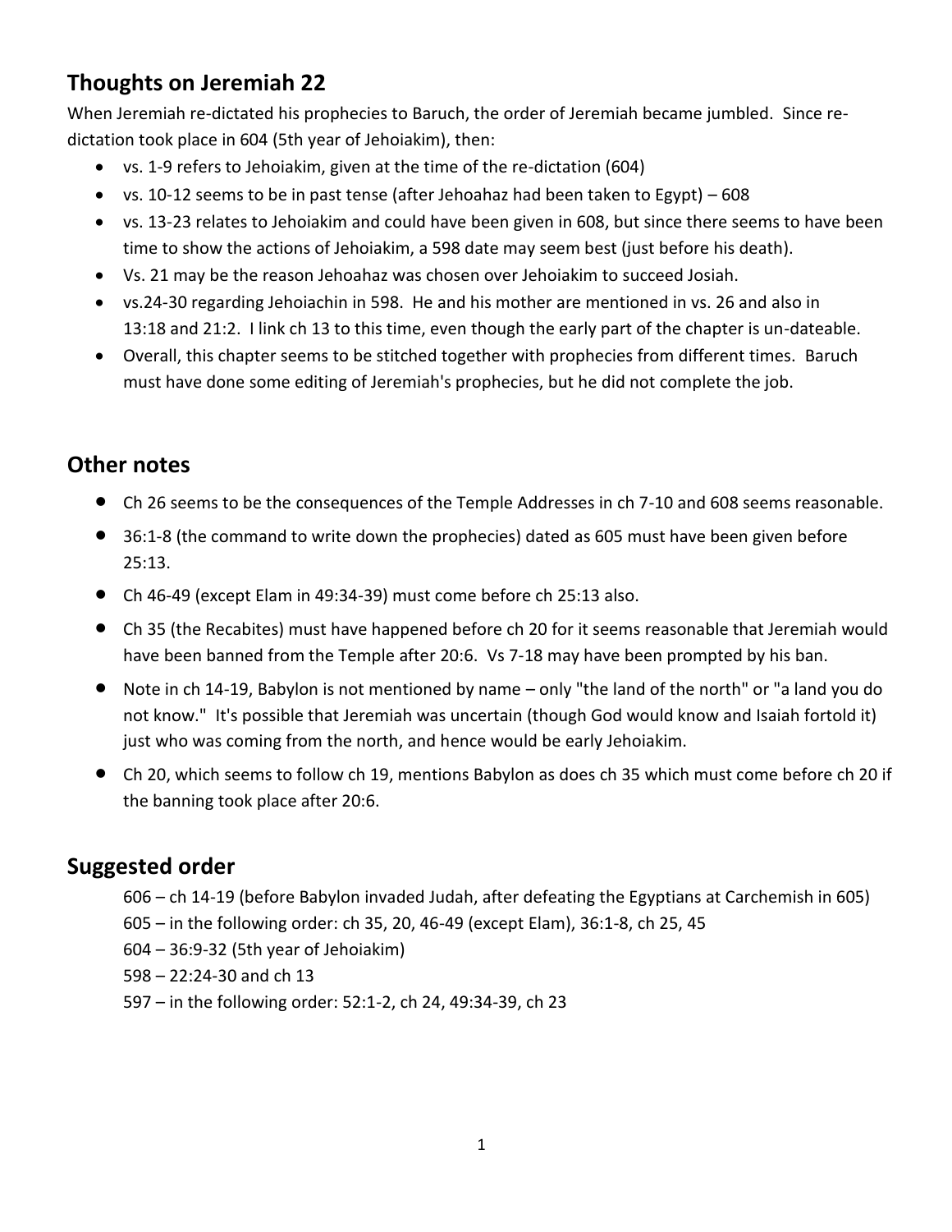## Thoughts on Jeremiah 22

When Jeremiah re-dictated his prophecies to Baruch, the order of Jeremiah became jumbled. Since re-dictation took place in 604 (5th year of Jehoiakim), then:

- vs. 1-9 refers to Jehoiakim, given at the time of the re-dictation (604)
- vs. 10-12 seems to be in past tense (after Jehoahaz had been taken to Egypt) – 608
- vs. 13-23 relates to Jehoiakim and could have been given in 608, but since there seems to have been time to show the actions of Jehoiakim, a 598 date may seem best (just before his death).
- Vs. 21 may be the reason Jehoahaz was chosen over Jehoiakim to succeed Josiah.
- vs.24-30 regarding Jehoiachin in 598. He and his mother are mentioned in vs. 26 and also in 13:18 and 21:2. I link ch 13 to this time, even though the early part of the chapter is un-dateable.
- Overall, this chapter seems to be stitched together with prophecies from different times. Baruch must have done some editing of Jeremiah's prophecies, but he did not complete the job.

## Other notes

- Ch 26 seems to be the consequences of the Temple Addresses in ch 7-10 and 608 seems reasonable.
- 36:1-8 (the command to write down the prophecies) dated as 605 must have been given before 25:13.
- Ch 46-49 (except Elam in 49:34-39) must come before ch 25:13 also.
- Ch 35 (the Recabites) must have happened before ch 20 for it seems reasonable that Jeremiah would have been banned from the Temple after 20:6. Vs 7-18 may have been prompted by his ban.
- Note in ch 14-19, Babylon is not mentioned by name – only "the land of the north" or "a land you do not know." It's possible that Jeremiah was uncertain (though God would know and Isaiah fortold it) just who was coming from the north, and hence would be early Jehoiakim.
- Ch 20, which seems to follow ch 19, mentions Babylon as does ch 35 which must come before ch 20 if the banning took place after 20:6.

## Suggested order

606 – ch 14-19 (before Babylon invaded Judah, after defeating the Egyptians at Carchemish in 605)
605 – in the following order: ch 35, 20, 46-49 (except Elam), 36:1-8, ch 25, 45
604 – 36:9-32 (5th year of Jehoiakim)
598 – 22:24-30 and ch 13
597 – in the following order: 52:1-2, ch 24, 49:34-39, ch 23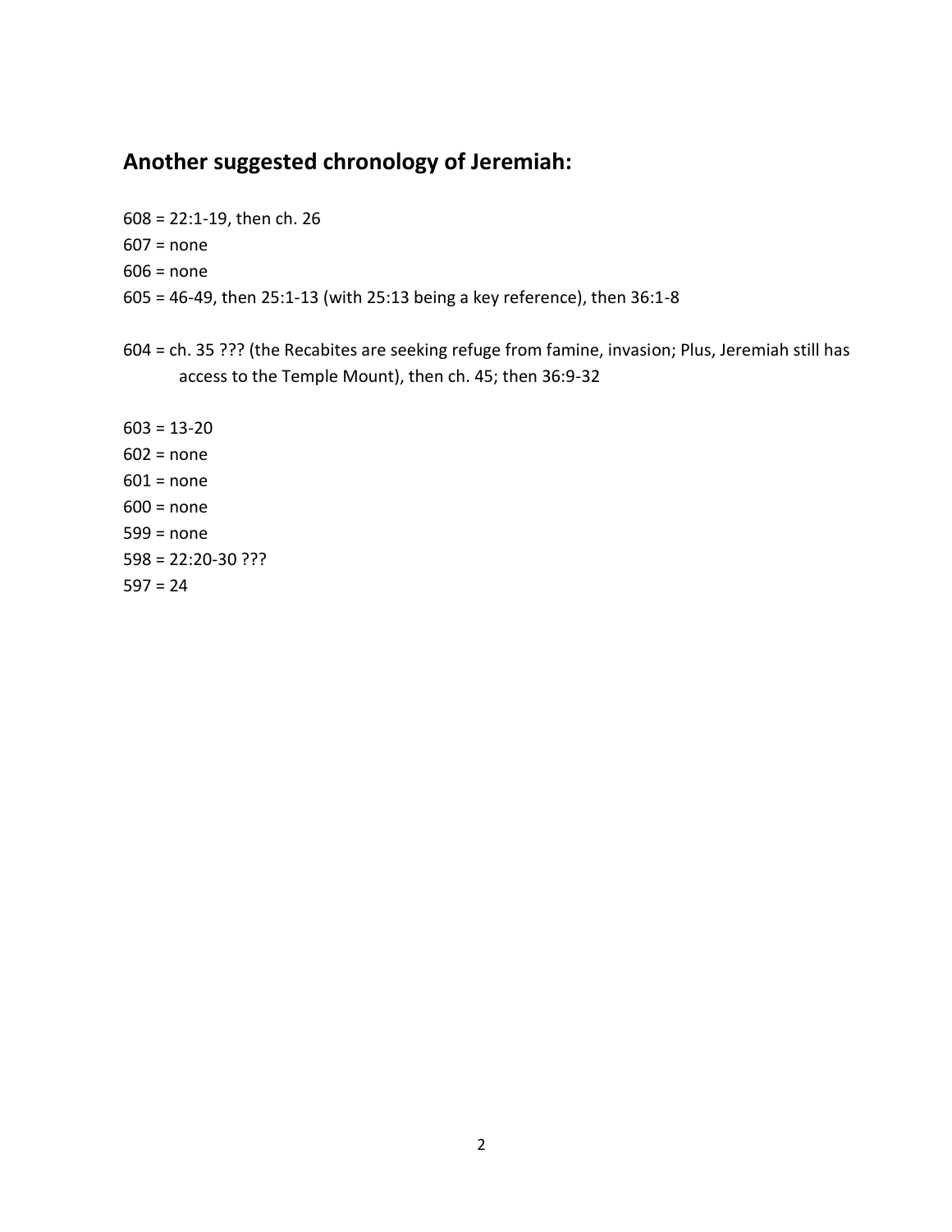## Another suggested chronology of Jeremiah:

608 = 22:1-19, then ch. 26

607 = none

606 = none

605 = 46-49, then 25:1-13 (with 25:13 being a key reference), then 36:1-8

604 = ch. 35 ??? (the Recabites are seeking refuge from famine, invasion; Plus, Jeremiah still has access to the Temple Mount), then ch. 45; then 36:9-32

603 = 13-20

602 = none

601 = none

600 = none

599 = none

598 = 22:20-30 ???

597 = 24